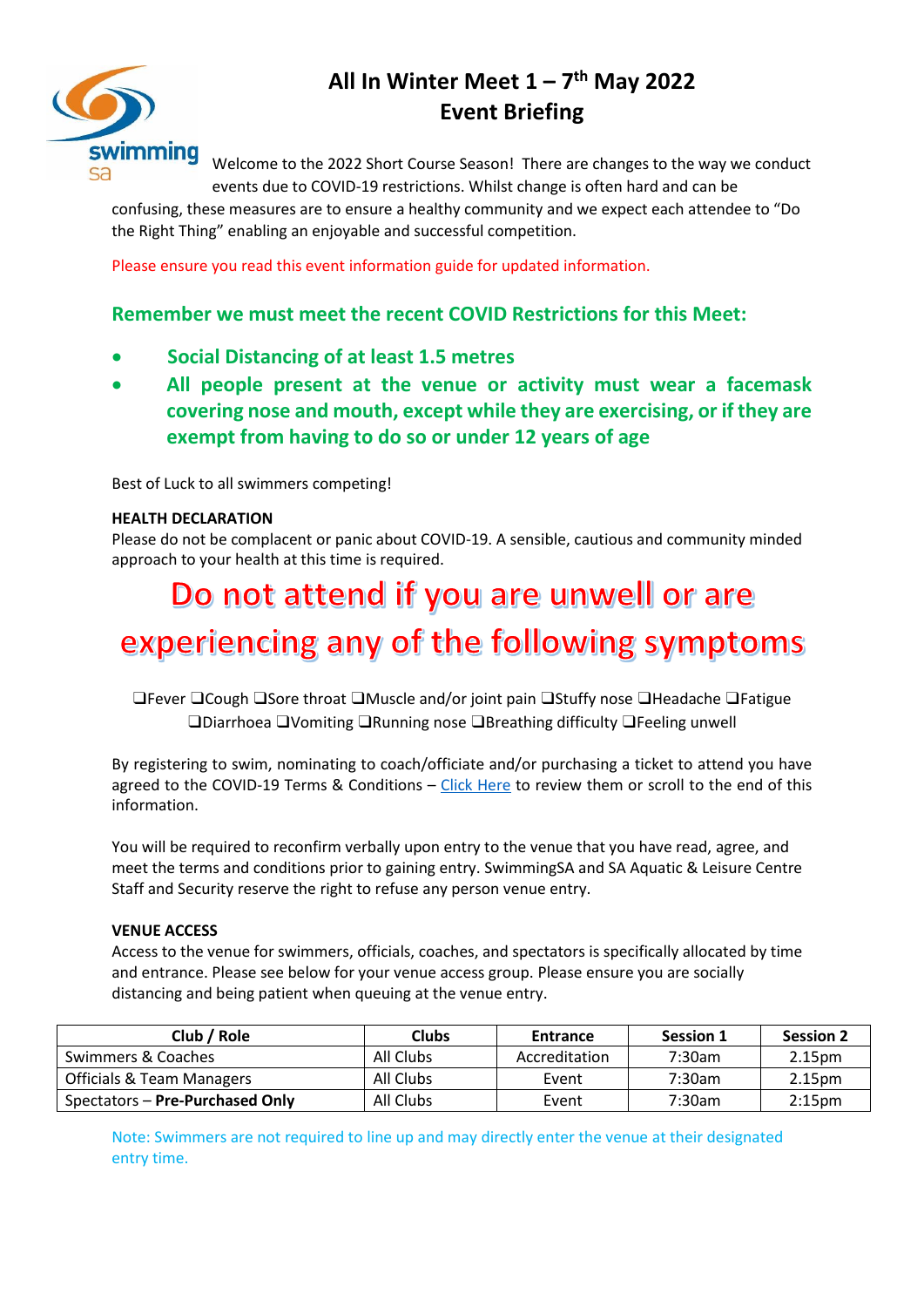# All In Winter Meet 1 – 7th May 2022
# Event Briefing

Welcome to the 2022 Short Course Season! There are changes to the way we conduct events due to COVID-19 restrictions. Whilst change is often hard and can be confusing, these measures are to ensure a healthy community and we expect each attendee to "Do the Right Thing" enabling an enjoyable and successful competition.

Please ensure you read this event information guide for updated information.

## Remember we must meet the recent COVID Restrictions for this Meet:

- **Social Distancing of at least 1.5 metres**
- **All people present at the venue or activity must wear a facemask covering nose and mouth, except while they are exercising, or if they are exempt from having to do so or under 12 years of age**

Best of Luck to all swimmers competing!

**HEALTH DECLARATION**
Please do not be complacent or panic about COVID-19. A sensible, cautious and community minded approach to your health at this time is required.

# Do not attend if you are unwell or are experiencing any of the following symptoms

❑Fever ❑Cough ❑Sore throat ❑Muscle and/or joint pain ❑Stuffy nose ❑Headache ❑Fatigue ❑Diarrhoea ❑Vomiting ❑Running nose ❑Breathing difficulty ❑Feeling unwell

By registering to swim, nominating to coach/officiate and/or purchasing a ticket to attend you have agreed to the COVID-19 Terms & Conditions – Click Here to review them or scroll to the end of this information.

You will be required to reconfirm verbally upon entry to the venue that you have read, agree, and meet the terms and conditions prior to gaining entry. SwimmingSA and SA Aquatic & Leisure Centre Staff and Security reserve the right to refuse any person venue entry.

**VENUE ACCESS**
Access to the venue for swimmers, officials, coaches, and spectators is specifically allocated by time and entrance. Please see below for your venue access group. Please ensure you are socially distancing and being patient when queuing at the venue entry.

| Club / Role | Clubs | Entrance | Session 1 | Session 2 |
|---|---|---|---|---|
| Swimmers & Coaches | All Clubs | Accreditation | 7:30am | 2.15pm |
| Officials & Team Managers | All Clubs | Event | 7:30am | 2.15pm |
| Spectators – **Pre-Purchased Only** | All Clubs | Event | 7:30am | 2:15pm |

Note: Swimmers are not required to line up and may directly enter the venue at their designated entry time.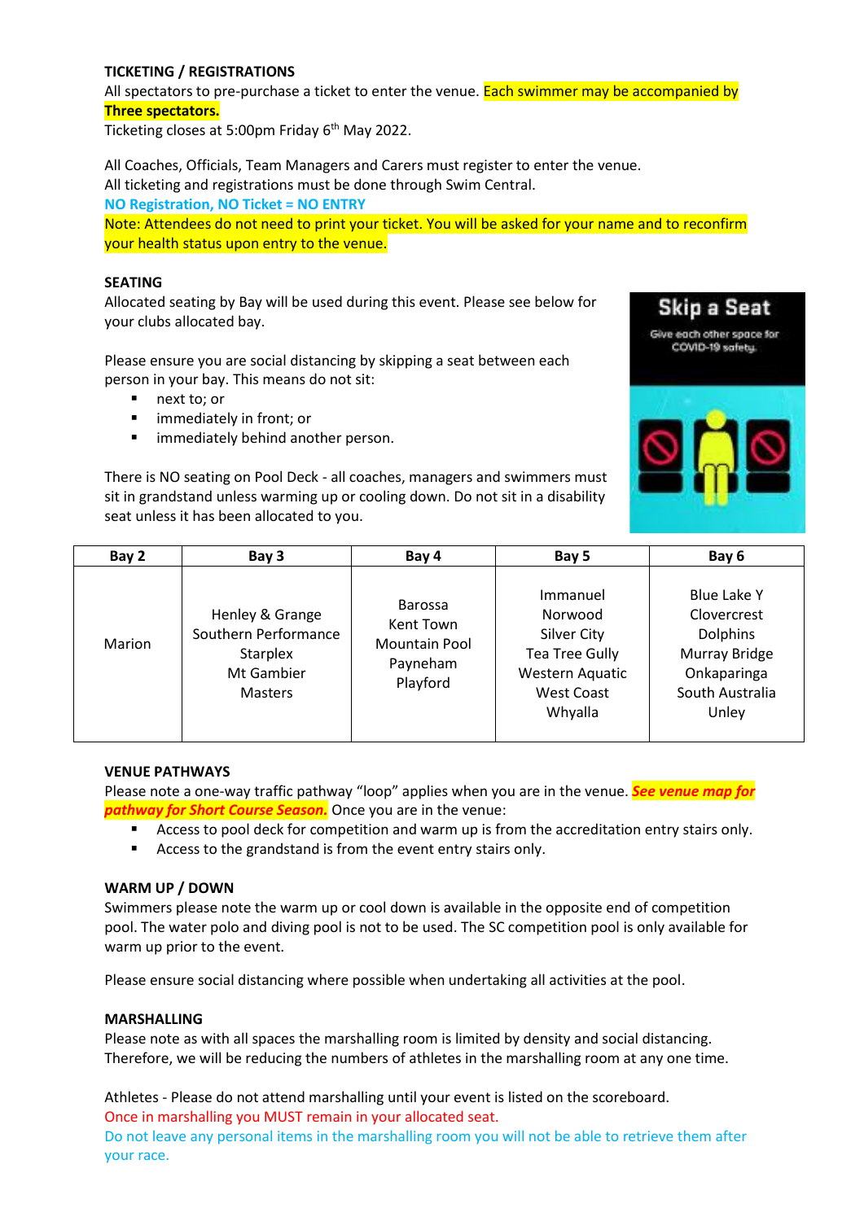**TICKETING / REGISTRATIONS**

All spectators to pre-purchase a ticket to enter the venue. Each swimmer may be accompanied by Three spectators.

Ticketing closes at 5:00pm Friday 6th May 2022.

All Coaches, Officials, Team Managers and Carers must register to enter the venue.

All ticketing and registrations must be done through Swim Central.

**NO Registration, NO Ticket = NO ENTRY**

Note: Attendees do not need to print your ticket. You will be asked for your name and to reconfirm your health status upon entry to the venue.

**SEATING**

Allocated seating by Bay will be used during this event. Please see below for your clubs allocated bay.

Please ensure you are social distancing by skipping a seat between each person in your bay. This means do not sit:

- next to; or
- immediately in front; or
- immediately behind another person.

There is NO seating on Pool Deck - all coaches, managers and swimmers must sit in grandstand unless warming up or cooling down. Do not sit in a disability seat unless it has been allocated to you.

Skip a Seat

Give each other space for COVID-19 safety.

| Bay 2 | Bay 3 | Bay 4 | Bay 5 | Bay 6 |
|---|---|---|---|---|
| Marion | Henley & Grange<br>Southern Performance<br>Starplex<br>Mt Gambier<br>Masters | Barossa<br>Kent Town<br>Mountain Pool<br>Payneham<br>Playford | Immanuel<br>Norwood<br>Silver City<br>Tea Tree Gully<br>Western Aquatic<br>West Coast<br>Whyalla | Blue Lake Y<br>Clovercrest<br>Dolphins<br>Murray Bridge<br>Onkaparinga<br>South Australia<br>Unley |

**VENUE PATHWAYS**

Please note a one-way traffic pathway "loop" applies when you are in the venue. ***See venue map for pathway for Short Course Season.*** Once you are in the venue:

- Access to pool deck for competition and warm up is from the accreditation entry stairs only.
- Access to the grandstand is from the event entry stairs only.

**WARM UP / DOWN**

Swimmers please note the warm up or cool down is available in the opposite end of competition pool. The water polo and diving pool is not to be used. The SC competition pool is only available for warm up prior to the event.

Please ensure social distancing where possible when undertaking all activities at the pool.

**MARSHALLING**

Please note as with all spaces the marshalling room is limited by density and social distancing. Therefore, we will be reducing the numbers of athletes in the marshalling room at any one time.

Athletes - Please do not attend marshalling until your event is listed on the scoreboard.

Once in marshalling you MUST remain in your allocated seat.

Do not leave any personal items in the marshalling room you will not be able to retrieve them after your race.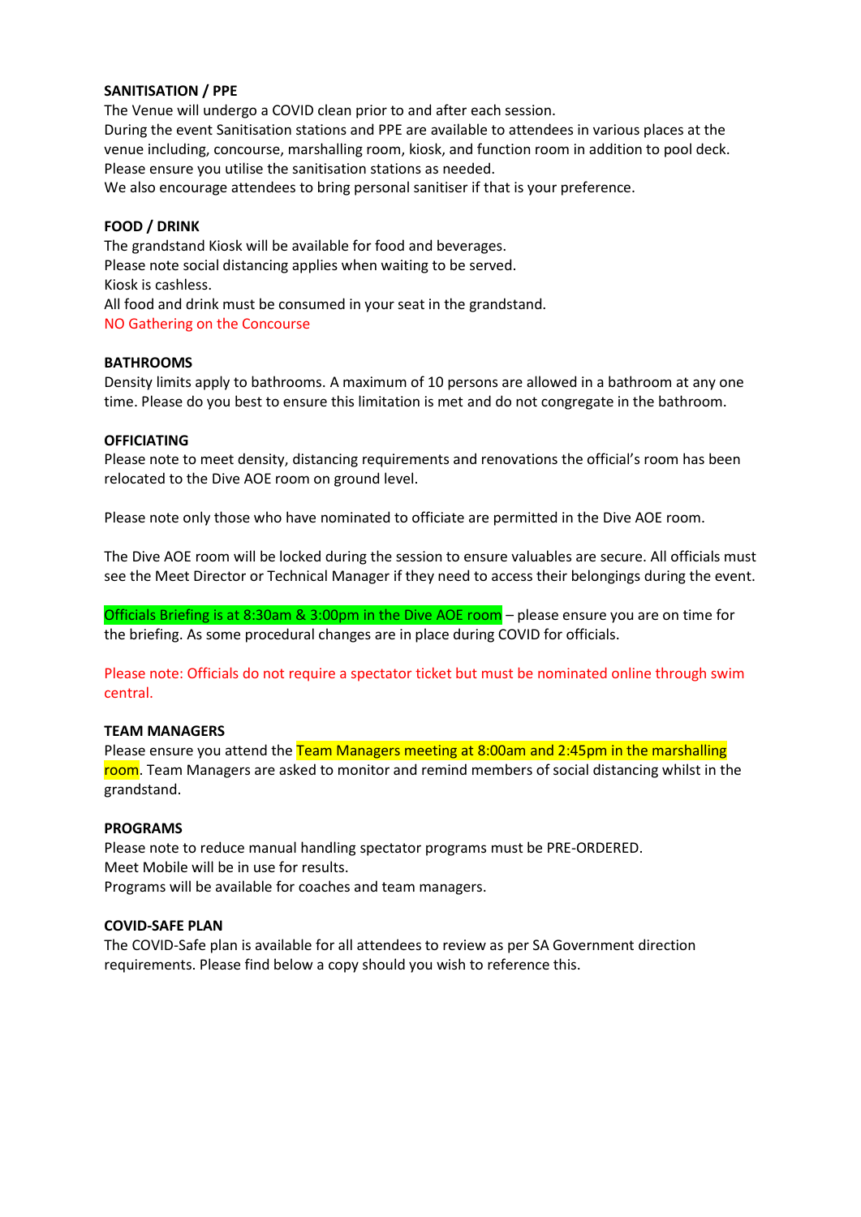**SANITISATION / PPE**
The Venue will undergo a COVID clean prior to and after each session.
During the event Sanitisation stations and PPE are available to attendees in various places at the venue including, concourse, marshalling room, kiosk, and function room in addition to pool deck.
Please ensure you utilise the sanitisation stations as needed.
We also encourage attendees to bring personal sanitiser if that is your preference.

**FOOD / DRINK**
The grandstand Kiosk will be available for food and beverages.
Please note social distancing applies when waiting to be served.
Kiosk is cashless.
All food and drink must be consumed in your seat in the grandstand.
NO Gathering on the Concourse

**BATHROOMS**
Density limits apply to bathrooms. A maximum of 10 persons are allowed in a bathroom at any one time. Please do you best to ensure this limitation is met and do not congregate in the bathroom.

**OFFICIATING**
Please note to meet density, distancing requirements and renovations the official's room has been relocated to the Dive AOE room on ground level.

Please note only those who have nominated to officiate are permitted in the Dive AOE room.

The Dive AOE room will be locked during the session to ensure valuables are secure. All officials must see the Meet Director or Technical Manager if they need to access their belongings during the event.

Officials Briefing is at 8:30am & 3:00pm in the Dive AOE room – please ensure you are on time for the briefing. As some procedural changes are in place during COVID for officials.

Please note: Officials do not require a spectator ticket but must be nominated online through swim central.

**TEAM MANAGERS**
Please ensure you attend the Team Managers meeting at 8:00am and 2:45pm in the marshalling room. Team Managers are asked to monitor and remind members of social distancing whilst in the grandstand.

**PROGRAMS**
Please note to reduce manual handling spectator programs must be PRE-ORDERED.
Meet Mobile will be in use for results.
Programs will be available for coaches and team managers.

**COVID-SAFE PLAN**
The COVID-Safe plan is available for all attendees to review as per SA Government direction requirements. Please find below a copy should you wish to reference this.